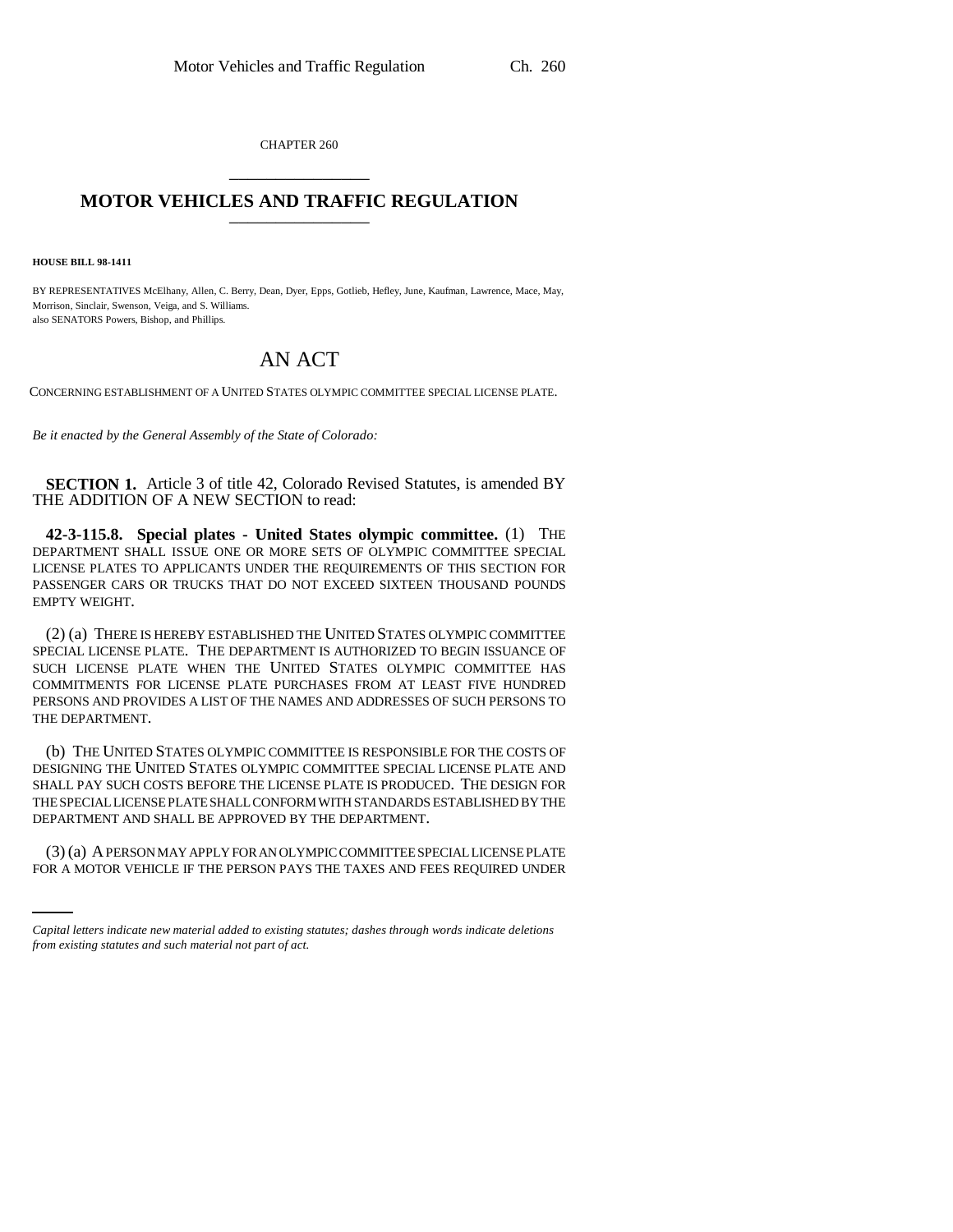CHAPTER 260

# MOTOR VEHICLES AND TRAFFIC REGULATION

**HOUSE BILL 98-1411**

BY REPRESENTATIVES McElhany, Allen, C. Berry, Dean, Dyer, Epps, Gotlieb, Hefley, June, Kaufman, Lawrence, Mace, May, Morrison, Sinclair, Swenson, Veiga, and S. Williams.
also SENATORS Powers, Bishop, and Phillips.

# AN ACT

CONCERNING ESTABLISHMENT OF A UNITED STATES OLYMPIC COMMITTEE SPECIAL LICENSE PLATE.

*Be it enacted by the General Assembly of the State of Colorado:*

**SECTION 1.** Article 3 of title 42, Colorado Revised Statutes, is amended BY THE ADDITION OF A NEW SECTION to read:

**42-3-115.8. Special plates - United States olympic committee.** (1) THE DEPARTMENT SHALL ISSUE ONE OR MORE SETS OF OLYMPIC COMMITTEE SPECIAL LICENSE PLATES TO APPLICANTS UNDER THE REQUIREMENTS OF THIS SECTION FOR PASSENGER CARS OR TRUCKS THAT DO NOT EXCEED SIXTEEN THOUSAND POUNDS EMPTY WEIGHT.

(2) (a) THERE IS HEREBY ESTABLISHED THE UNITED STATES OLYMPIC COMMITTEE SPECIAL LICENSE PLATE. THE DEPARTMENT IS AUTHORIZED TO BEGIN ISSUANCE OF SUCH LICENSE PLATE WHEN THE UNITED STATES OLYMPIC COMMITTEE HAS COMMITMENTS FOR LICENSE PLATE PURCHASES FROM AT LEAST FIVE HUNDRED PERSONS AND PROVIDES A LIST OF THE NAMES AND ADDRESSES OF SUCH PERSONS TO THE DEPARTMENT.

(b) THE UNITED STATES OLYMPIC COMMITTEE IS RESPONSIBLE FOR THE COSTS OF DESIGNING THE UNITED STATES OLYMPIC COMMITTEE SPECIAL LICENSE PLATE AND SHALL PAY SUCH COSTS BEFORE THE LICENSE PLATE IS PRODUCED. THE DESIGN FOR THE SPECIAL LICENSE PLATE SHALL CONFORM WITH STANDARDS ESTABLISHED BY THE DEPARTMENT AND SHALL BE APPROVED BY THE DEPARTMENT.

(3) (a) A PERSON MAY APPLY FOR AN OLYMPIC COMMITTEE SPECIAL LICENSE PLATE FOR A MOTOR VEHICLE IF THE PERSON PAYS THE TAXES AND FEES REQUIRED UNDER

*Capital letters indicate new material added to existing statutes; dashes through words indicate deletions from existing statutes and such material not part of act.*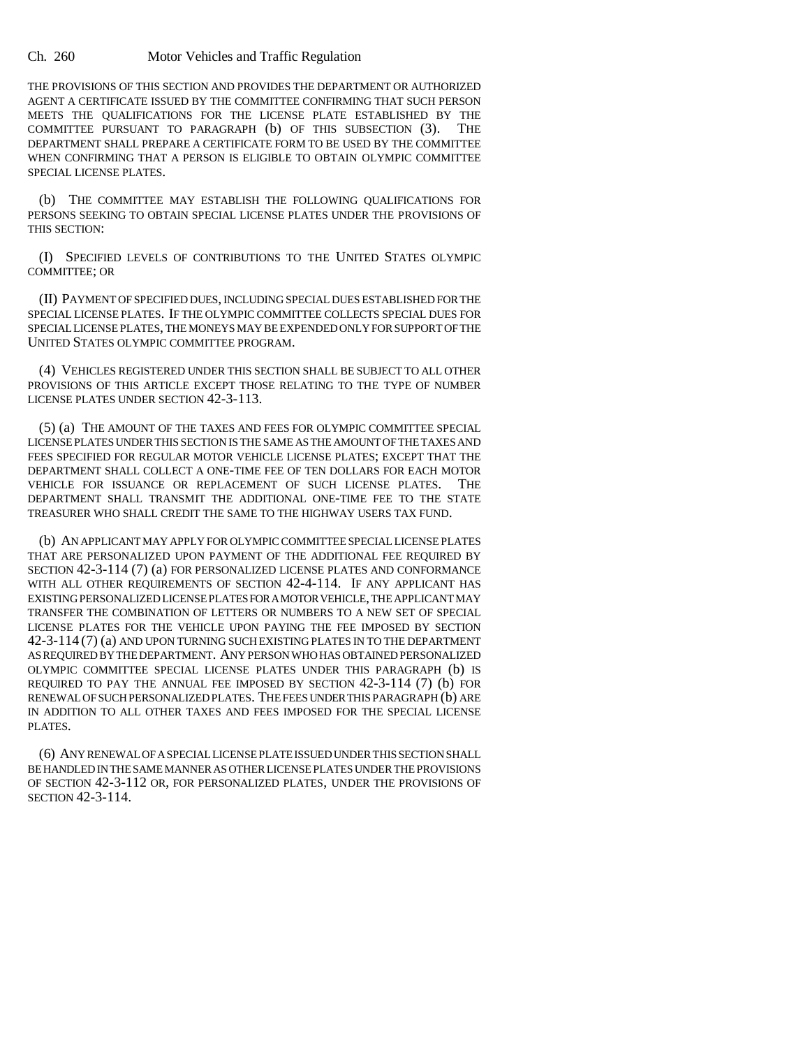THE PROVISIONS OF THIS SECTION AND PROVIDES THE DEPARTMENT OR AUTHORIZED AGENT A CERTIFICATE ISSUED BY THE COMMITTEE CONFIRMING THAT SUCH PERSON MEETS THE QUALIFICATIONS FOR THE LICENSE PLATE ESTABLISHED BY THE COMMITTEE PURSUANT TO PARAGRAPH (b) OF THIS SUBSECTION (3). THE DEPARTMENT SHALL PREPARE A CERTIFICATE FORM TO BE USED BY THE COMMITTEE WHEN CONFIRMING THAT A PERSON IS ELIGIBLE TO OBTAIN OLYMPIC COMMITTEE SPECIAL LICENSE PLATES.

(b) THE COMMITTEE MAY ESTABLISH THE FOLLOWING QUALIFICATIONS FOR PERSONS SEEKING TO OBTAIN SPECIAL LICENSE PLATES UNDER THE PROVISIONS OF THIS SECTION:

(I) SPECIFIED LEVELS OF CONTRIBUTIONS TO THE UNITED STATES OLYMPIC COMMITTEE; OR

(II) PAYMENT OF SPECIFIED DUES, INCLUDING SPECIAL DUES ESTABLISHED FOR THE SPECIAL LICENSE PLATES. IF THE OLYMPIC COMMITTEE COLLECTS SPECIAL DUES FOR SPECIAL LICENSE PLATES, THE MONEYS MAY BE EXPENDED ONLY FOR SUPPORT OF THE UNITED STATES OLYMPIC COMMITTEE PROGRAM.

(4) VEHICLES REGISTERED UNDER THIS SECTION SHALL BE SUBJECT TO ALL OTHER PROVISIONS OF THIS ARTICLE EXCEPT THOSE RELATING TO THE TYPE OF NUMBER LICENSE PLATES UNDER SECTION 42-3-113.

(5) (a) THE AMOUNT OF THE TAXES AND FEES FOR OLYMPIC COMMITTEE SPECIAL LICENSE PLATES UNDER THIS SECTION IS THE SAME AS THE AMOUNT OF THE TAXES AND FEES SPECIFIED FOR REGULAR MOTOR VEHICLE LICENSE PLATES; EXCEPT THAT THE DEPARTMENT SHALL COLLECT A ONE-TIME FEE OF TEN DOLLARS FOR EACH MOTOR VEHICLE FOR ISSUANCE OR REPLACEMENT OF SUCH LICENSE PLATES. THE DEPARTMENT SHALL TRANSMIT THE ADDITIONAL ONE-TIME FEE TO THE STATE TREASURER WHO SHALL CREDIT THE SAME TO THE HIGHWAY USERS TAX FUND.

(b) AN APPLICANT MAY APPLY FOR OLYMPIC COMMITTEE SPECIAL LICENSE PLATES THAT ARE PERSONALIZED UPON PAYMENT OF THE ADDITIONAL FEE REQUIRED BY SECTION 42-3-114 (7) (a) FOR PERSONALIZED LICENSE PLATES AND CONFORMANCE WITH ALL OTHER REQUIREMENTS OF SECTION 42-4-114. IF ANY APPLICANT HAS EXISTING PERSONALIZED LICENSE PLATES FOR A MOTOR VEHICLE, THE APPLICANT MAY TRANSFER THE COMBINATION OF LETTERS OR NUMBERS TO A NEW SET OF SPECIAL LICENSE PLATES FOR THE VEHICLE UPON PAYING THE FEE IMPOSED BY SECTION 42-3-114 (7) (a) AND UPON TURNING SUCH EXISTING PLATES IN TO THE DEPARTMENT AS REQUIRED BY THE DEPARTMENT. ANY PERSON WHO HAS OBTAINED PERSONALIZED OLYMPIC COMMITTEE SPECIAL LICENSE PLATES UNDER THIS PARAGRAPH (b) IS REQUIRED TO PAY THE ANNUAL FEE IMPOSED BY SECTION 42-3-114 (7) (b) FOR RENEWAL OF SUCH PERSONALIZED PLATES. THE FEES UNDER THIS PARAGRAPH (b) ARE IN ADDITION TO ALL OTHER TAXES AND FEES IMPOSED FOR THE SPECIAL LICENSE PLATES.

(6) ANY RENEWAL OF A SPECIAL LICENSE PLATE ISSUED UNDER THIS SECTION SHALL BE HANDLED IN THE SAME MANNER AS OTHER LICENSE PLATES UNDER THE PROVISIONS OF SECTION 42-3-112 OR, FOR PERSONALIZED PLATES, UNDER THE PROVISIONS OF SECTION 42-3-114.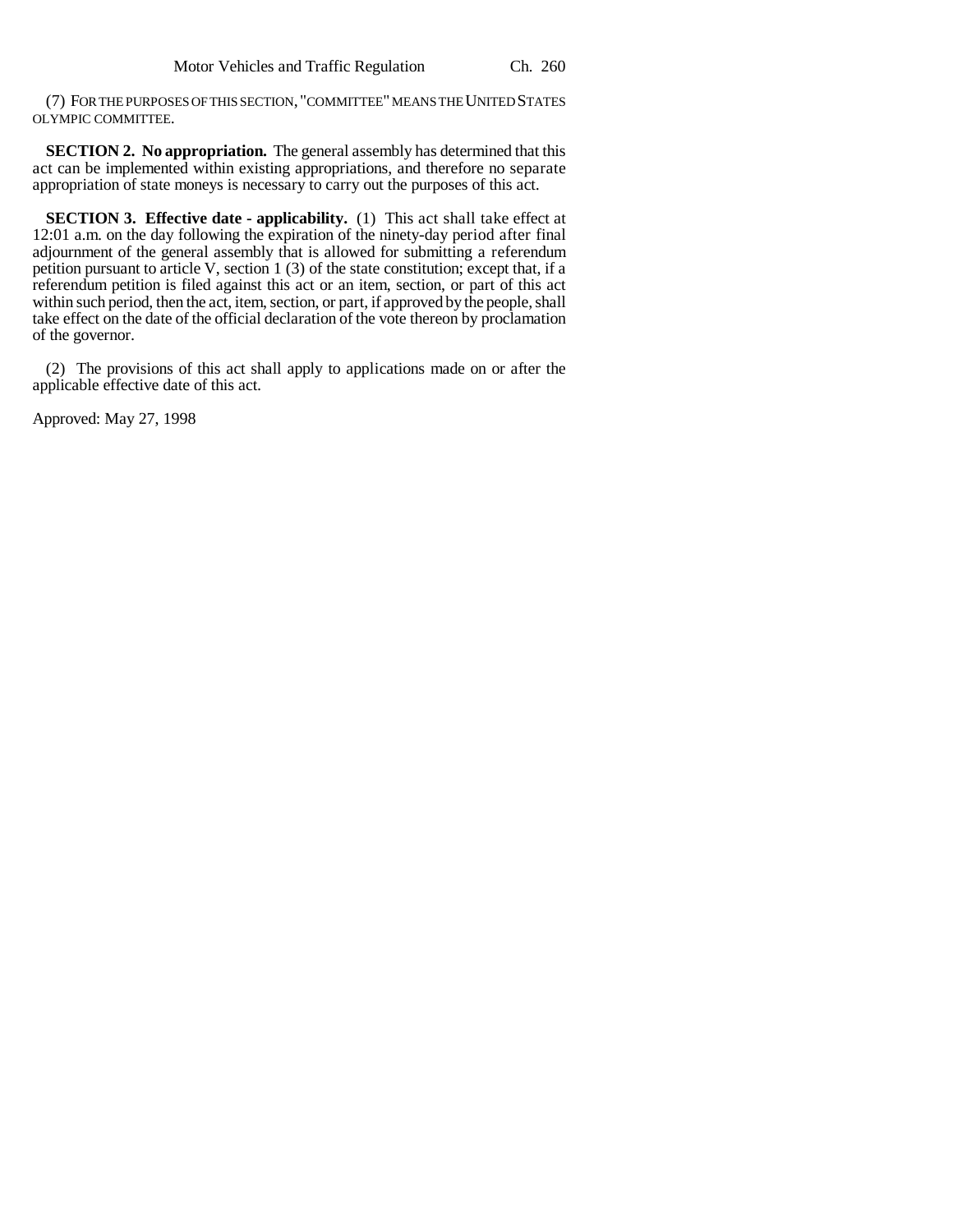(7) FOR THE PURPOSES OF THIS SECTION, "COMMITTEE" MEANS THE UNITED STATES OLYMPIC COMMITTEE.

**SECTION 2. No appropriation.** The general assembly has determined that this act can be implemented within existing appropriations, and therefore no separate appropriation of state moneys is necessary to carry out the purposes of this act.

**SECTION 3. Effective date - applicability.** (1) This act shall take effect at 12:01 a.m. on the day following the expiration of the ninety-day period after final adjournment of the general assembly that is allowed for submitting a referendum petition pursuant to article V, section 1 (3) of the state constitution; except that, if a referendum petition is filed against this act or an item, section, or part of this act within such period, then the act, item, section, or part, if approved by the people, shall take effect on the date of the official declaration of the vote thereon by proclamation of the governor.

(2) The provisions of this act shall apply to applications made on or after the applicable effective date of this act.

Approved: May 27, 1998